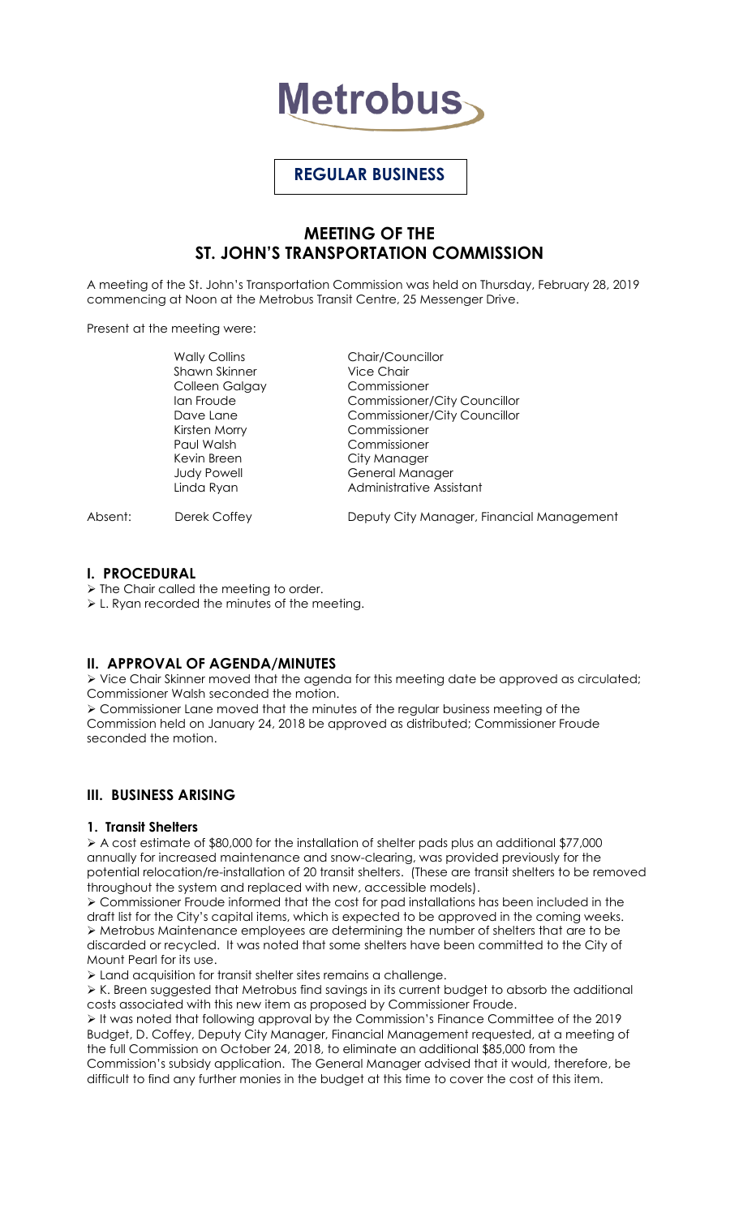Metrobus

**REGULAR BUSINESS**

# MEETING OF THE ST. JOHN'S TRANSPORTATION COMMISSION

A meeting of the St. John's Transportation Commission was held on Thursday, February 28, 2019 commencing at Noon at the Metrobus Transit Centre, 25 Messenger Drive.

Present at the meeting were:

| | | |
|---|---|---|
| | Wally Collins | Chair/Councillor |
| | Shawn Skinner | Vice Chair |
| | Colleen Galgay | Commissioner |
| | Ian Froude | Commissioner/City Councillor |
| | Dave Lane | Commissioner/City Councillor |
| | Kirsten Morry | Commissioner |
| | Paul Walsh | Commissioner |
| | Kevin Breen | City Manager |
| | Judy Powell | General Manager |
| | Linda Ryan | Administrative Assistant |
| Absent: | Derek Coffey | Deputy City Manager, Financial Management |

## I. PROCEDURAL

- The Chair called the meeting to order.
- L. Ryan recorded the minutes of the meeting.

## II. APPROVAL OF AGENDA/MINUTES

- Vice Chair Skinner moved that the agenda for this meeting date be approved as circulated; Commissioner Walsh seconded the motion.
- Commissioner Lane moved that the minutes of the regular business meeting of the Commission held on January 24, 2018 be approved as distributed; Commissioner Froude seconded the motion.

## III. BUSINESS ARISING

### 1. Transit Shelters

- A cost estimate of $80,000 for the installation of shelter pads plus an additional $77,000 annually for increased maintenance and snow-clearing, was provided previously for the potential relocation/re-installation of 20 transit shelters. (These are transit shelters to be removed throughout the system and replaced with new, accessible models).
- Commissioner Froude informed that the cost for pad installations has been included in the draft list for the City's capital items, which is expected to be approved in the coming weeks.
- Metrobus Maintenance employees are determining the number of shelters that are to be discarded or recycled. It was noted that some shelters have been committed to the City of Mount Pearl for its use.
- Land acquisition for transit shelter sites remains a challenge.
- K. Breen suggested that Metrobus find savings in its current budget to absorb the additional costs associated with this new item as proposed by Commissioner Froude.
- It was noted that following approval by the Commission's Finance Committee of the 2019 Budget, D. Coffey, Deputy City Manager, Financial Management requested, at a meeting of the full Commission on October 24, 2018, to eliminate an additional $85,000 from the Commission's subsidy application. The General Manager advised that it would, therefore, be difficult to find any further monies in the budget at this time to cover the cost of this item.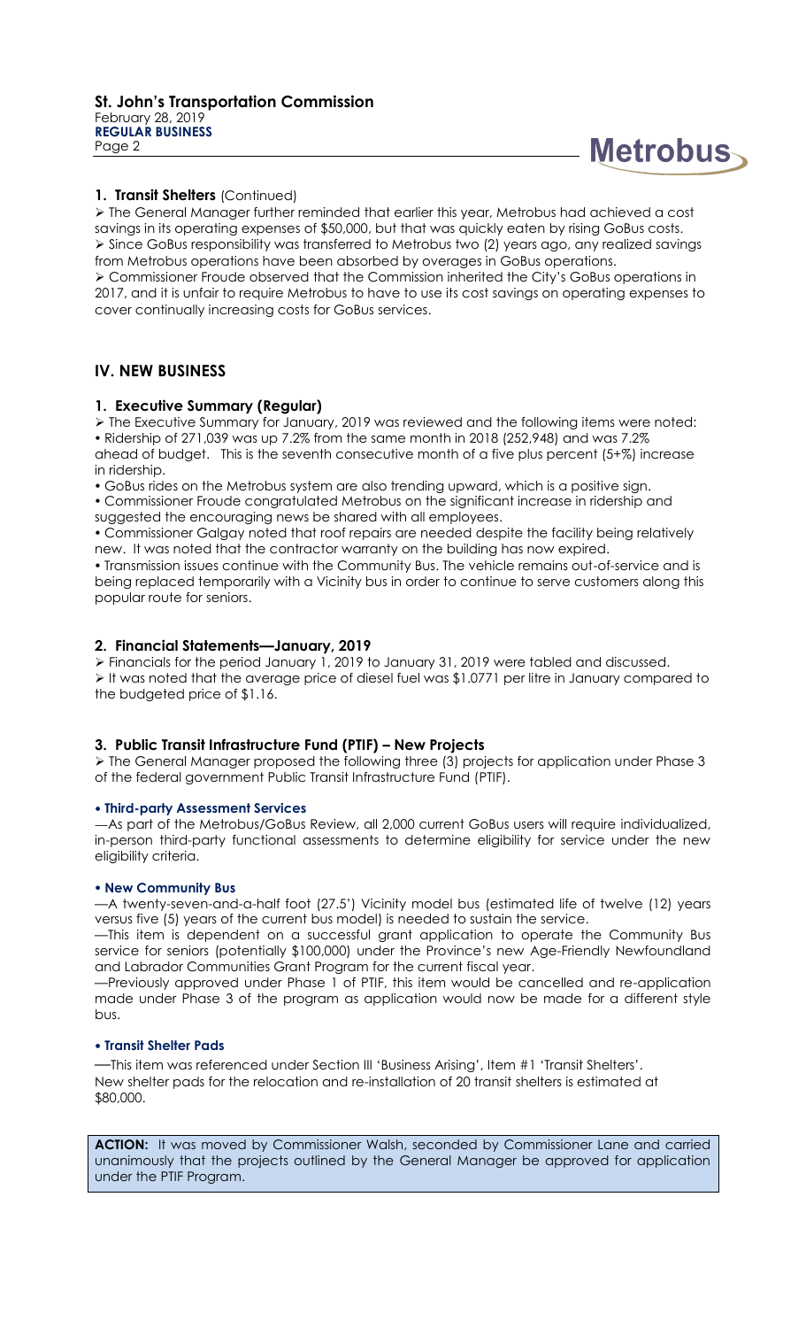### 1. Transit Shelters (Continued)

- The General Manager further reminded that earlier this year, Metrobus had achieved a cost savings in its operating expenses of $50,000, but that was quickly eaten by rising GoBus costs.
- Since GoBus responsibility was transferred to Metrobus two (2) years ago, any realized savings from Metrobus operations have been absorbed by overages in GoBus operations.
- Commissioner Froude observed that the Commission inherited the City's GoBus operations in 2017, and it is unfair to require Metrobus to have to use its cost savings on operating expenses to cover continually increasing costs for GoBus services.

## IV. NEW BUSINESS

### 1. Executive Summary (Regular)

- The Executive Summary for January, 2019 was reviewed and the following items were noted:
  - Ridership of 271,039 was up 7.2% from the same month in 2018 (252,948) and was 7.2% ahead of budget. This is the seventh consecutive month of a five plus percent (5+%) increase in ridership.
  - GoBus rides on the Metrobus system are also trending upward, which is a positive sign.
  - Commissioner Froude congratulated Metrobus on the significant increase in ridership and suggested the encouraging news be shared with all employees.
  - Commissioner Galgay noted that roof repairs are needed despite the facility being relatively new. It was noted that the contractor warranty on the building has now expired.
  - Transmission issues continue with the Community Bus. The vehicle remains out-of-service and is being replaced temporarily with a Vicinity bus in order to continue to serve customers along this popular route for seniors.

### 2. Financial Statements—January, 2019

- Financials for the period January 1, 2019 to January 31, 2019 were tabled and discussed.
- It was noted that the average price of diesel fuel was $1.0771 per litre in January compared to the budgeted price of $1.16.

### 3. Public Transit Infrastructure Fund (PTIF) – New Projects

- The General Manager proposed the following three (3) projects for application under Phase 3 of the federal government Public Transit Infrastructure Fund (PTIF).

**• Third-party Assessment Services**

—As part of the Metrobus/GoBus Review, all 2,000 current GoBus users will require individualized, in-person third-party functional assessments to determine eligibility for service under the new eligibility criteria.

**• New Community Bus**

—A twenty-seven-and-a-half foot (27.5') Vicinity model bus (estimated life of twelve (12) years versus five (5) years of the current bus model) is needed to sustain the service.

—This item is dependent on a successful grant application to operate the Community Bus service for seniors (potentially $100,000) under the Province's new Age-Friendly Newfoundland and Labrador Communities Grant Program for the current fiscal year.

—Previously approved under Phase 1 of PTIF, this item would be cancelled and re-application made under Phase 3 of the program as application would now be made for a different style bus.

**• Transit Shelter Pads**

—This item was referenced under Section III 'Business Arising', Item #1 'Transit Shelters'. New shelter pads for the relocation and re-installation of 20 transit shelters is estimated at $80,000.

**ACTION:** It was moved by Commissioner Walsh, seconded by Commissioner Lane and carried unanimously that the projects outlined by the General Manager be approved for application under the PTIF Program.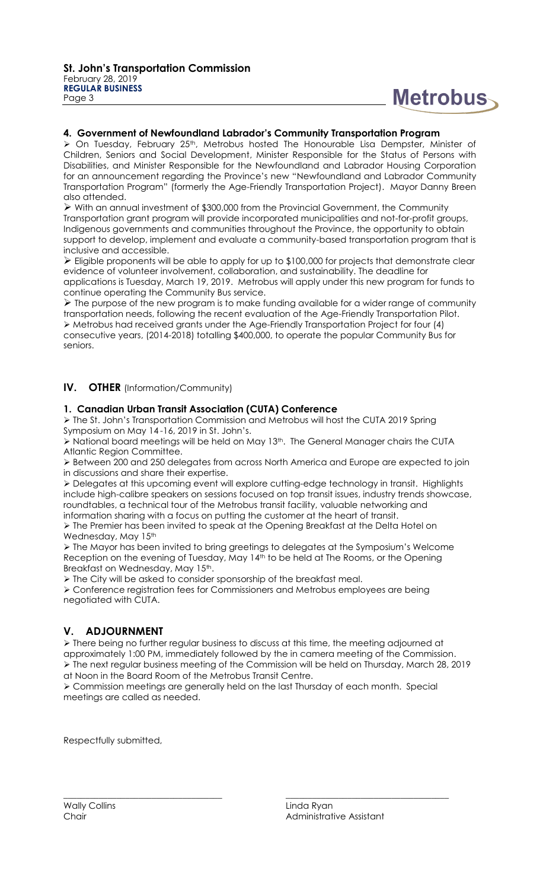#### 4. Government of Newfoundland Labrador's Community Transportation Program

- On Tuesday, February 25th, Metrobus hosted The Honourable Lisa Dempster, Minister of Children, Seniors and Social Development, Minister Responsible for the Status of Persons with Disabilities, and Minister Responsible for the Newfoundland and Labrador Housing Corporation for an announcement regarding the Province's new "Newfoundland and Labrador Community Transportation Program" (formerly the Age-Friendly Transportation Project). Mayor Danny Breen also attended.
- With an annual investment of $300,000 from the Provincial Government, the Community Transportation grant program will provide incorporated municipalities and not-for-profit groups, Indigenous governments and communities throughout the Province, the opportunity to obtain support to develop, implement and evaluate a community-based transportation program that is inclusive and accessible.
- Eligible proponents will be able to apply for up to $100,000 for projects that demonstrate clear evidence of volunteer involvement, collaboration, and sustainability. The deadline for applications is Tuesday, March 19, 2019. Metrobus will apply under this new program for funds to continue operating the Community Bus service.
- The purpose of the new program is to make funding available for a wider range of community transportation needs, following the recent evaluation of the Age-Friendly Transportation Pilot.
- Metrobus had received grants under the Age-Friendly Transportation Project for four (4) consecutive years, (2014-2018) totalling $400,000, to operate the popular Community Bus for seniors.

## IV. OTHER (Information/Community)

#### 1. Canadian Urban Transit Association (CUTA) Conference

- The St. John's Transportation Commission and Metrobus will host the CUTA 2019 Spring Symposium on May 14-16, 2019 in St. John's.
- National board meetings will be held on May 13th. The General Manager chairs the CUTA Atlantic Region Committee.
- Between 200 and 250 delegates from across North America and Europe are expected to join in discussions and share their expertise.
- Delegates at this upcoming event will explore cutting-edge technology in transit. Highlights include high-calibre speakers on sessions focused on top transit issues, industry trends showcase, roundtables, a technical tour of the Metrobus transit facility, valuable networking and information sharing with a focus on putting the customer at the heart of transit.
- The Premier has been invited to speak at the Opening Breakfast at the Delta Hotel on Wednesday, May 15th
- The Mayor has been invited to bring greetings to delegates at the Symposium's Welcome Reception on the evening of Tuesday, May 14th to be held at The Rooms, or the Opening Breakfast on Wednesday, May 15th.
- The City will be asked to consider sponsorship of the breakfast meal.
- Conference registration fees for Commissioners and Metrobus employees are being negotiated with CUTA.

## V. ADJOURNMENT

- There being no further regular business to discuss at this time, the meeting adjourned at approximately 1:00 PM, immediately followed by the in camera meeting of the Commission.
- The next regular business meeting of the Commission will be held on Thursday, March 28, 2019 at Noon in the Board Room of the Metrobus Transit Centre.
- Commission meetings are generally held on the last Thursday of each month. Special meetings are called as needed.

Respectfully submitted,

| | |
|---|---|
| Wally Collins | Linda Ryan |
| Chair | Administrative Assistant |